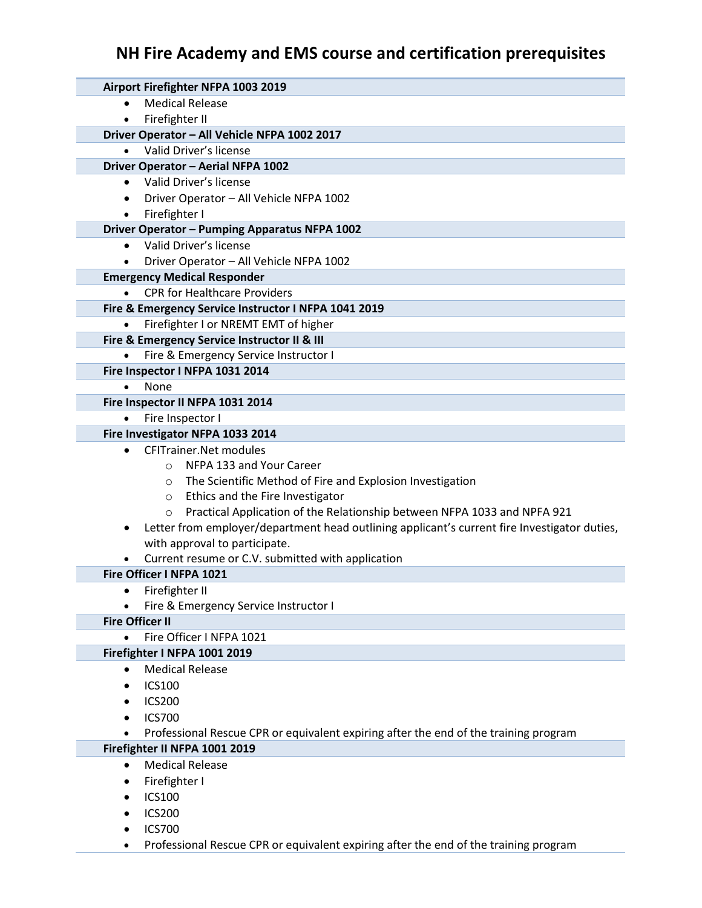# NH Fire Academy and EMS course and certification prerequisites

**Airport Firefighter NFPA 1003 2019**

- Medical Release
- Firefighter II

**Driver Operator – All Vehicle NFPA 1002 2017**

- Valid Driver's license

**Driver Operator – Aerial NFPA 1002**

- Valid Driver's license
- Driver Operator – All Vehicle NFPA 1002
- Firefighter I

**Driver Operator – Pumping Apparatus NFPA 1002**

- Valid Driver's license
- Driver Operator – All Vehicle NFPA 1002

**Emergency Medical Responder**

- CPR for Healthcare Providers

**Fire & Emergency Service Instructor I NFPA 1041 2019**

- Firefighter I or NREMT EMT of higher

**Fire & Emergency Service Instructor II & III**

- Fire & Emergency Service Instructor I

**Fire Inspector I NFPA 1031 2014**

- None

**Fire Inspector II NFPA 1031 2014**

- Fire Inspector I

**Fire Investigator NFPA 1033 2014**

- CFITrainer.Net modules
  - NFPA 133 and Your Career
  - The Scientific Method of Fire and Explosion Investigation
  - Ethics and the Fire Investigator
  - Practical Application of the Relationship between NFPA 1033 and NPFA 921
- Letter from employer/department head outlining applicant's current fire Investigator duties, with approval to participate.
- Current resume or C.V. submitted with application

**Fire Officer I NFPA 1021**

- Firefighter II
- Fire & Emergency Service Instructor I

**Fire Officer II**

- Fire Officer I NFPA 1021

**Firefighter I NFPA 1001 2019**

- Medical Release
- ICS100
- ICS200
- ICS700
- Professional Rescue CPR or equivalent expiring after the end of the training program

**Firefighter II NFPA 1001 2019**

- Medical Release
- Firefighter I
- ICS100
- ICS200
- ICS700
- Professional Rescue CPR or equivalent expiring after the end of the training program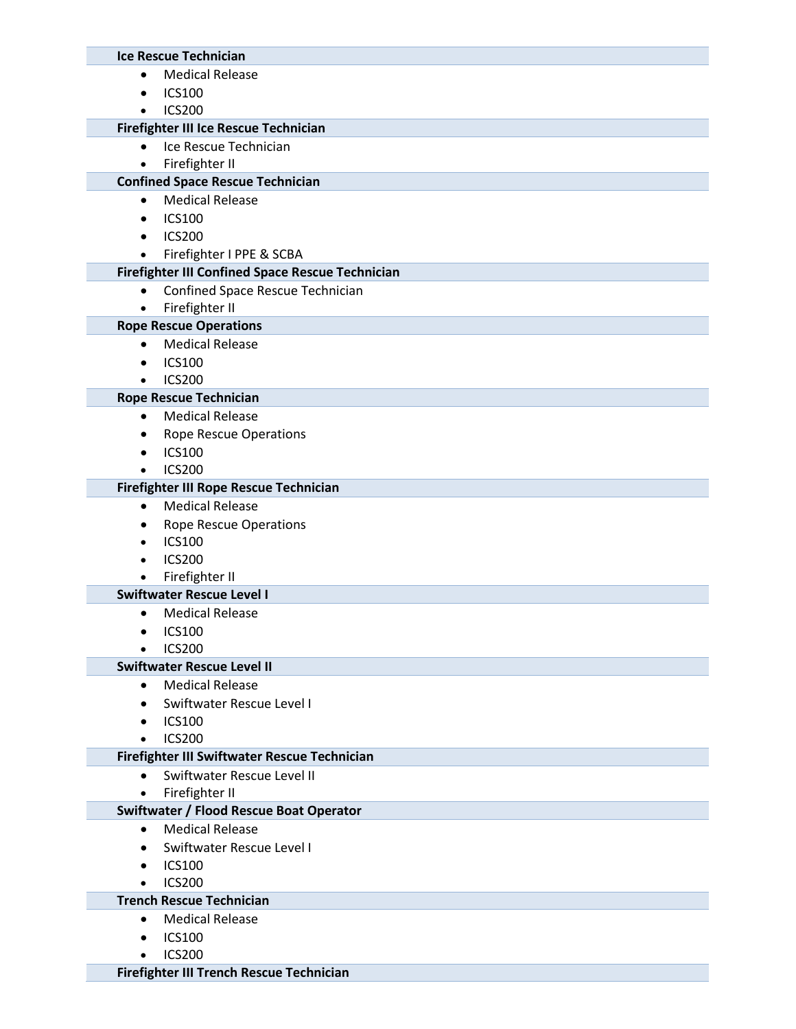**Ice Rescue Technician**

- Medical Release
- ICS100
- ICS200

**Firefighter III Ice Rescue Technician**

- Ice Rescue Technician
- Firefighter II

**Confined Space Rescue Technician**

- Medical Release
- ICS100
- ICS200
- Firefighter I PPE & SCBA

**Firefighter III Confined Space Rescue Technician**

- Confined Space Rescue Technician
- Firefighter II

**Rope Rescue Operations**

- Medical Release
- ICS100
- ICS200

**Rope Rescue Technician**

- Medical Release
- Rope Rescue Operations
- ICS100
- ICS200

**Firefighter III Rope Rescue Technician**

- Medical Release
- Rope Rescue Operations
- ICS100
- ICS200
- Firefighter II

**Swiftwater Rescue Level I**

- Medical Release
- ICS100
- ICS200

**Swiftwater Rescue Level II**

- Medical Release
- Swiftwater Rescue Level I
- ICS100
- ICS200

**Firefighter III Swiftwater Rescue Technician**

- Swiftwater Rescue Level II
- Firefighter II

**Swiftwater / Flood Rescue Boat Operator**

- Medical Release
- Swiftwater Rescue Level I
- ICS100
- ICS200

**Trench Rescue Technician**

- Medical Release
- ICS100
- ICS200

**Firefighter III Trench Rescue Technician**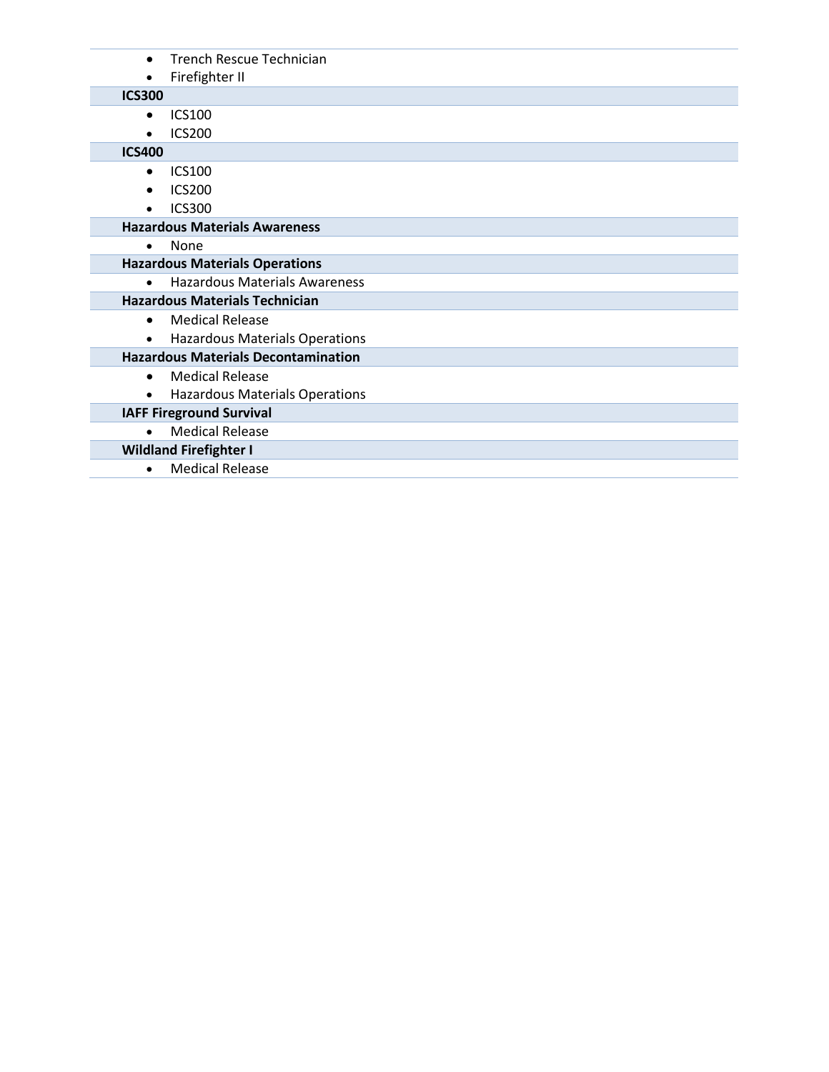- Trench Rescue Technician
- Firefighter II

**ICS300**

- ICS100
- ICS200

**ICS400**

- ICS100
- ICS200
- ICS300

**Hazardous Materials Awareness**

- None

**Hazardous Materials Operations**

- Hazardous Materials Awareness

**Hazardous Materials Technician**

- Medical Release
- Hazardous Materials Operations

**Hazardous Materials Decontamination**

- Medical Release
- Hazardous Materials Operations

**IAFF Fireground Survival**

- Medical Release

**Wildland Firefighter I**

- Medical Release